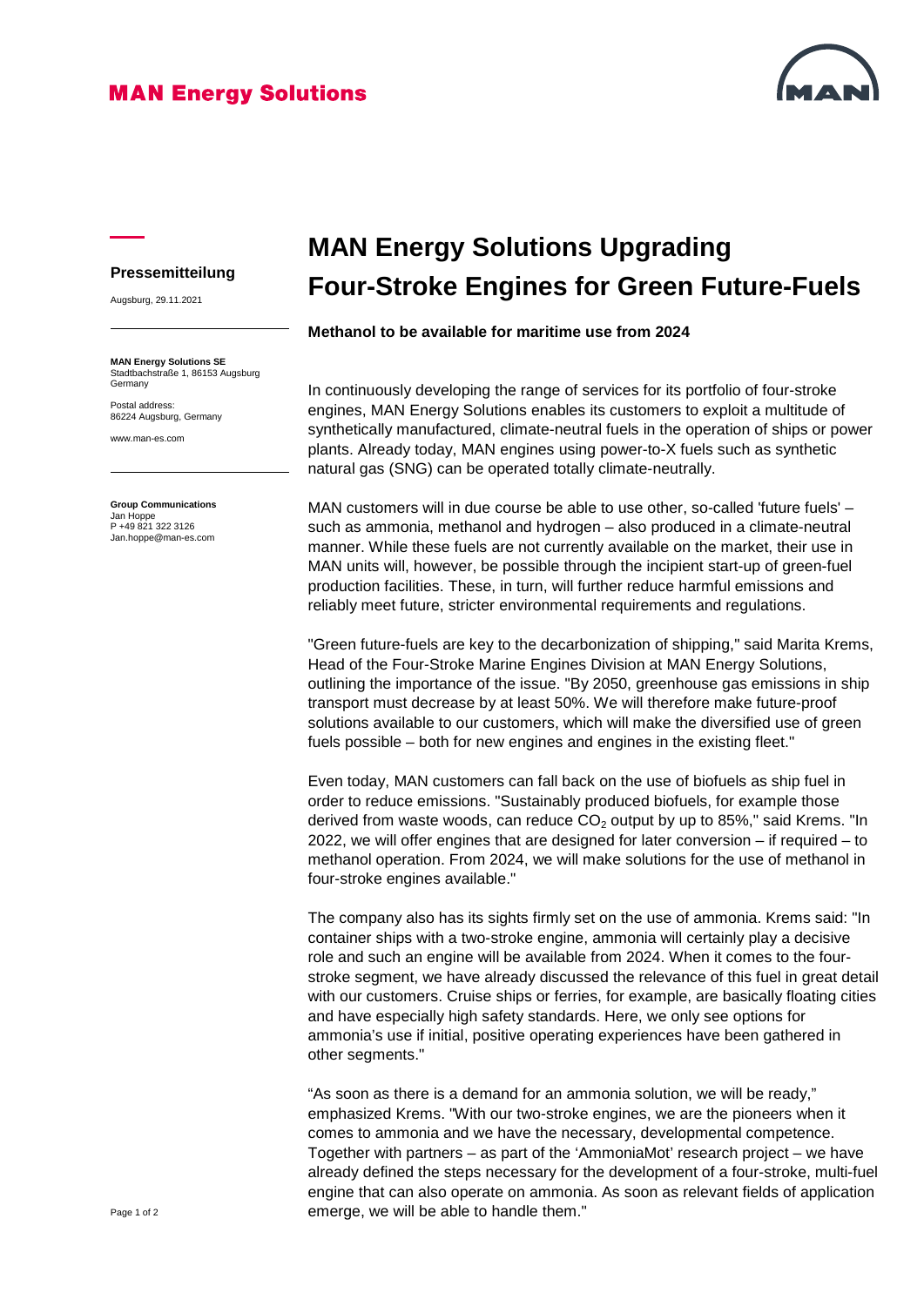# MAN Energy Solutions

**Pressemitteilung**

Augsburg, 29.11.2021

**MAN Energy Solutions SE**
Stadtbachstraße 1, 86153 Augsburg
Germany

Postal address:
86224 Augsburg, Germany

www.man-es.com

**Group Communications**
Jan Hoppe
P +49 821 322 3126
Jan.hoppe@man-es.com

## MAN Energy Solutions Upgrading Four-Stroke Engines for Green Future-Fuels

**Methanol to be available for maritime use from 2024**

In continuously developing the range of services for its portfolio of four-stroke engines, MAN Energy Solutions enables its customers to exploit a multitude of synthetically manufactured, climate-neutral fuels in the operation of ships or power plants. Already today, MAN engines using power-to-X fuels such as synthetic natural gas (SNG) can be operated totally climate-neutrally.

MAN customers will in due course be able to use other, so-called 'future fuels' – such as ammonia, methanol and hydrogen – also produced in a climate-neutral manner. While these fuels are not currently available on the market, their use in MAN units will, however, be possible through the incipient start-up of green-fuel production facilities. These, in turn, will further reduce harmful emissions and reliably meet future, stricter environmental requirements and regulations.

"Green future-fuels are key to the decarbonization of shipping," said Marita Krems, Head of the Four-Stroke Marine Engines Division at MAN Energy Solutions, outlining the importance of the issue. "By 2050, greenhouse gas emissions in ship transport must decrease by at least 50%. We will therefore make future-proof solutions available to our customers, which will make the diversified use of green fuels possible – both for new engines and engines in the existing fleet."

Even today, MAN customers can fall back on the use of biofuels as ship fuel in order to reduce emissions. "Sustainably produced biofuels, for example those derived from waste woods, can reduce $CO_2$ output by up to 85%," said Krems. "In 2022, we will offer engines that are designed for later conversion – if required – to methanol operation. From 2024, we will make solutions for the use of methanol in four-stroke engines available."

The company also has its sights firmly set on the use of ammonia. Krems said: "In container ships with a two-stroke engine, ammonia will certainly play a decisive role and such an engine will be available from 2024. When it comes to the four-stroke segment, we have already discussed the relevance of this fuel in great detail with our customers. Cruise ships or ferries, for example, are basically floating cities and have especially high safety standards. Here, we only see options for ammonia's use if initial, positive operating experiences have been gathered in other segments."

"As soon as there is a demand for an ammonia solution, we will be ready," emphasized Krems. "With our two-stroke engines, we are the pioneers when it comes to ammonia and we have the necessary, developmental competence. Together with partners – as part of the 'AmmoniaMot' research project – we have already defined the steps necessary for the development of a four-stroke, multi-fuel engine that can also operate on ammonia. As soon as relevant fields of application emerge, we will be able to handle them."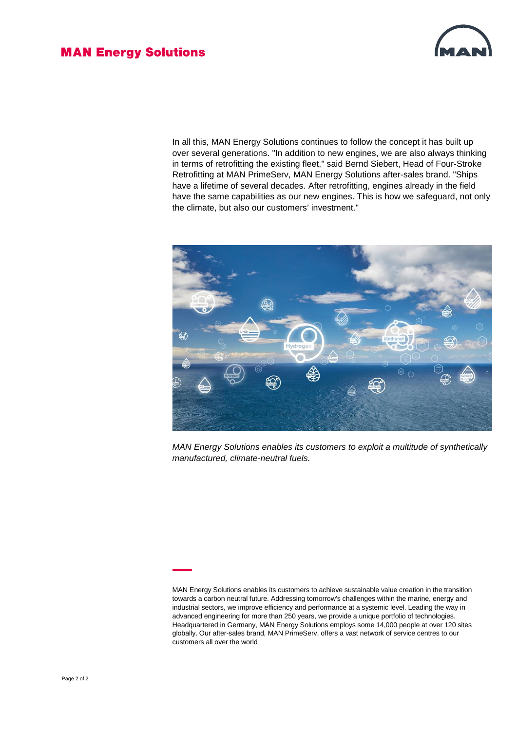In all this, MAN Energy Solutions continues to follow the concept it has built up over several generations. "In addition to new engines, we are also always thinking in terms of retrofitting the existing fleet," said Bernd Siebert, Head of Four-Stroke Retrofitting at MAN PrimeServ, MAN Energy Solutions after-sales brand. "Ships have a lifetime of several decades. After retrofitting, engines already in the field have the same capabilities as our new engines. This is how we safeguard, not only the climate, but also our customers' investment."

*MAN Energy Solutions enables its customers to exploit a multitude of synthetically manufactured, climate-neutral fuels.*

MAN Energy Solutions enables its customers to achieve sustainable value creation in the transition towards a carbon neutral future. Addressing tomorrow's challenges within the marine, energy and industrial sectors, we improve efficiency and performance at a systemic level. Leading the way in advanced engineering for more than 250 years, we provide a unique portfolio of technologies. Headquartered in Germany, MAN Energy Solutions employs some 14,000 people at over 120 sites globally. Our after-sales brand, MAN PrimeServ, offers a vast network of service centres to our customers all over the world